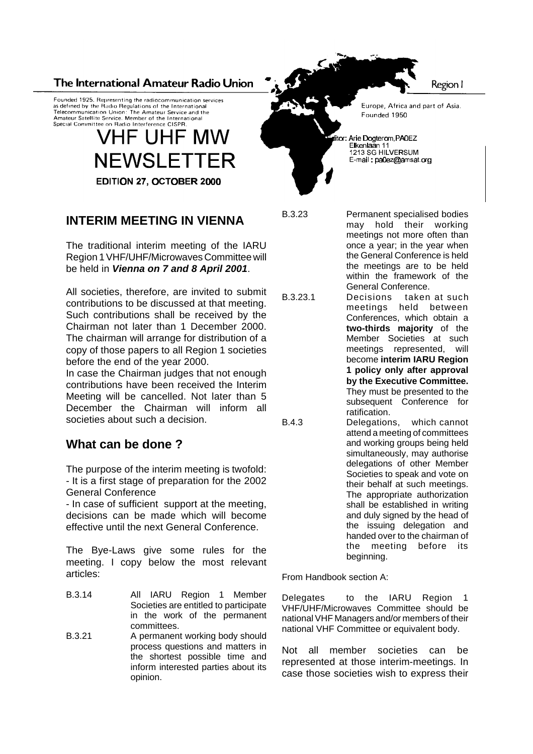The International Amateur Radio Union

Founded 1925. Representing the radiocommunication services as defined by the Radio Regulations of the International Telecommunication Union: The Amateur Service and the Amateur Satellite Service. Member of the International Special Committee on Radio Interference CISPR.

Region I

Europe, Africa and part of Asia. Founded 1950

# VHF UHF MW NEWSLETTER

**EDITION 27, OCTOBER 2000**

Editor: Arie Dogterom, PA0EZ
Elkenlaan 11
1213 SG HILVERSUM
E-mail : pa0ez@amsat.org

## INTERIM MEETING IN VIENNA

The traditional interim meeting of the IARU Region 1 VHF/UHF/Microwaves Committee will be held in ***Vienna on 7 and 8 April 2001***.

All societies, therefore, are invited to submit contributions to be discussed at that meeting. Such contributions shall be received by the Chairman not later than 1 December 2000. The chairman will arrange for distribution of a copy of those papers to all Region 1 societies before the end of the year 2000.

In case the Chairman judges that not enough contributions have been received the Interim Meeting will be cancelled. Not later than 5 December the Chairman will inform all societies about such a decision.

## What can be done ?

The purpose of the interim meeting is twofold:
- It is a first stage of preparation for the 2002 General Conference
- In case of sufficient support at the meeting, decisions can be made which will become effective until the next General Conference.

The Bye-Laws give some rules for the meeting. I copy below the most relevant articles:

B.3.14 All IARU Region 1 Member Societies are entitled to participate in the work of the permanent committees.

B.3.21 A permanent working body should process questions and matters in the shortest possible time and inform interested parties about its opinion.

B.3.23 Permanent specialised bodies may hold their working meetings not more often than once a year; in the year when the General Conference is held the meetings are to be held within the framework of the General Conference.

B.3.23.1 Decisions taken at such meetings held between Conferences, which obtain a **two-thirds majority** of the Member Societies at such meetings represented, will become **interim IARU Region 1 policy only after approval by the Executive Committee.** They must be presented to the subsequent Conference for ratification.

B.4.3 Delegations, which cannot attend a meeting of committees and working groups being held simultaneously, may authorise delegations of other Member Societies to speak and vote on their behalf at such meetings. The appropriate authorization shall be established in writing and duly signed by the head of the issuing delegation and handed over to the chairman of the meeting before its beginning.

From Handbook section A:

Delegates to the IARU Region 1 VHF/UHF/Microwaves Committee should be national VHF Managers and/or members of their national VHF Committee or equivalent body.

Not all member societies can be represented at those interim-meetings. In case those societies wish to express their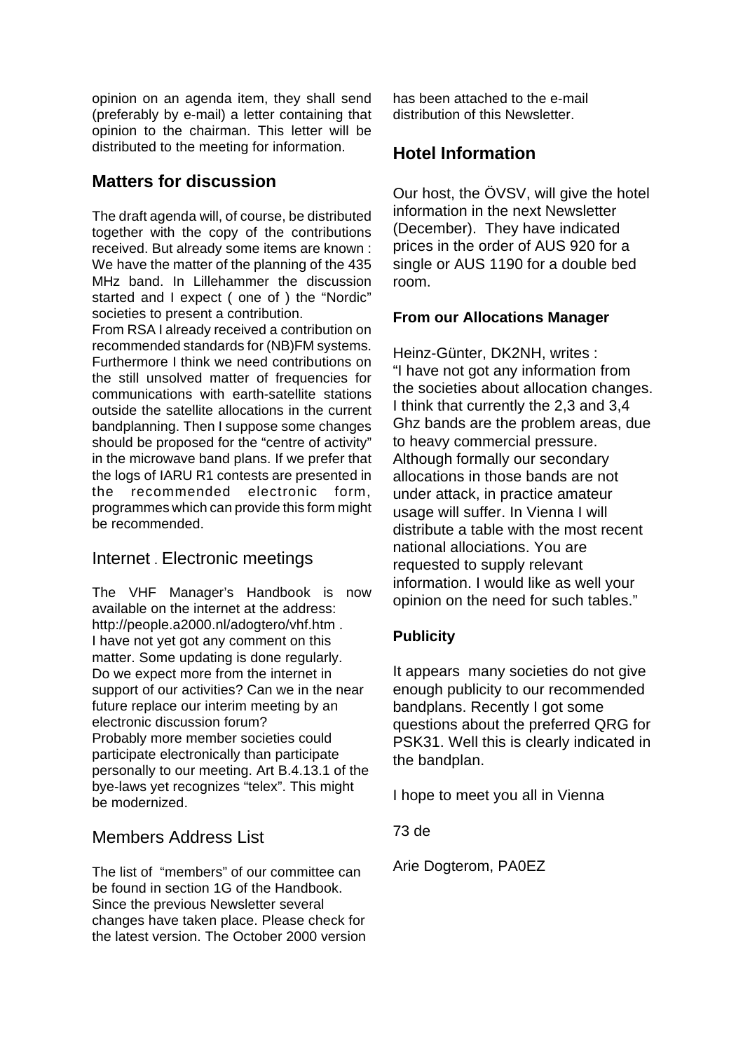opinion on an agenda item, they shall send (preferably by e-mail) a letter containing that opinion to the chairman. This letter will be distributed to the meeting for information.

## Matters for discussion

The draft agenda will, of course, be distributed together with the copy of the contributions received. But already some items are known : We have the matter of the planning of the 435 MHz band. In Lillehammer the discussion started and I expect ( one of ) the "Nordic" societies to present a contribution.
From RSA I already received a contribution on recommended standards for (NB)FM systems. Furthermore I think we need contributions on the still unsolved matter of frequencies for communications with earth-satellite stations outside the satellite allocations in the current bandplanning. Then I suppose some changes should be proposed for the "centre of activity" in the microwave band plans. If we prefer that the logs of IARU R1 contests are presented in the recommended electronic form, programmes which can provide this form might be recommended.

## Internet . Electronic meetings

The VHF Manager's Handbook is now available on the internet at the address: http://people.a2000.nl/adogtero/vhf.htm .
I have not yet got any comment on this matter. Some updating is done regularly.
Do we expect more from the internet in support of our activities? Can we in the near future replace our interim meeting by an electronic discussion forum?
Probably more member societies could participate electronically than participate personally to our meeting. Art B.4.13.1 of the bye-laws yet recognizes "telex". This might be modernized.

## Members Address List

The list of "members" of our committee can be found in section 1G of the Handbook. Since the previous Newsletter several changes have taken place. Please check for the latest version. The October 2000 version has been attached to the e-mail distribution of this Newsletter.

## Hotel Information

Our host, the ÖVSV, will give the hotel information in the next Newsletter (December). They have indicated prices in the order of AUS 920 for a single or AUS 1190 for a double bed room.

### From our Allocations Manager

Heinz-Günter, DK2NH, writes :
"I have not got any information from the societies about allocation changes. I think that currently the 2,3 and 3,4 Ghz bands are the problem areas, due to heavy commercial pressure. Although formally our secondary allocations in those bands are not under attack, in practice amateur usage will suffer. In Vienna I will distribute a table with the most recent national allociations. You are requested to supply relevant information. I would like as well your opinion on the need for such tables."

### Publicity

It appears many societies do not give enough publicity to our recommended bandplans. Recently I got some questions about the preferred QRG for PSK31. Well this is clearly indicated in the bandplan.

I hope to meet you all in Vienna

73 de

Arie Dogterom, PA0EZ